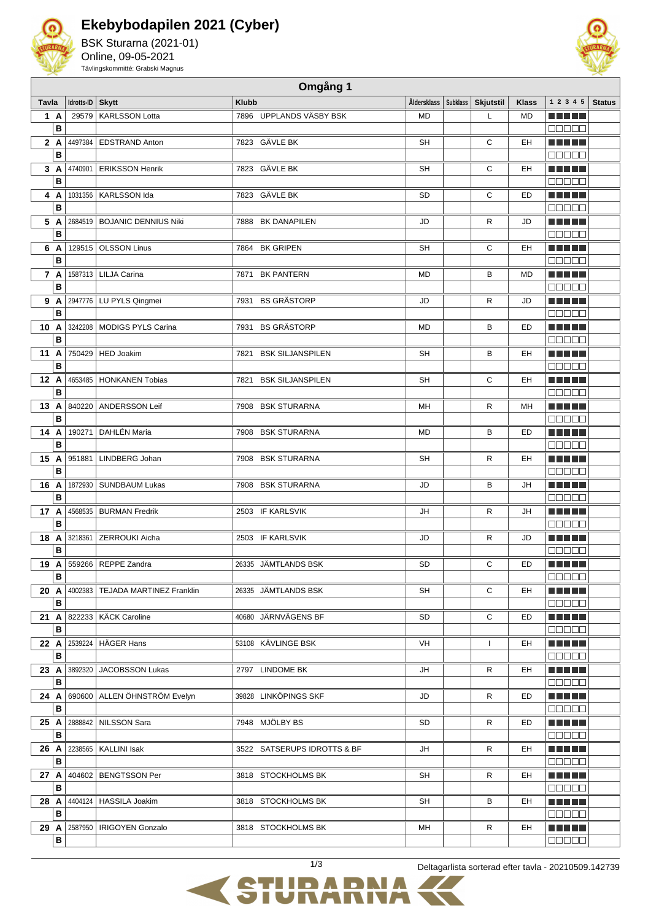# Ekebybodapilen 2021 (Cyber)

BSK Sturarna (2021-01)
Online, 09-05-2021
Tävlingskommitté: Grabski Magnus

## Omgång 1

| Tavla | | Idrotts-ID | Skytt | Klubb | Åldersklass | Subklass | Skjutstil | Klass | 1 2 3 4 5 | Status |
|---|---|---|---|---|---|---|---|---|---|---|
| 1 | A | 29579 | KARLSSON Lotta | 7896 UPPLANDS VÄSBY BSK | MD | | L | MD | ■■■■■ | |
| | B | | | | | | | | □□□□□ | |
| 2 | A | 4497384 | EDSTRAND Anton | 7823 GÄVLE BK | SH | | C | EH | ■■■■■ | |
| | B | | | | | | | | □□□□□ | |
| 3 | A | 4740901 | ERIKSSON Henrik | 7823 GÄVLE BK | SH | | C | EH | ■■■■■ | |
| | B | | | | | | | | □□□□□ | |
| 4 | A | 1031356 | KARLSSON Ida | 7823 GÄVLE BK | SD | | C | ED | ■■■■■ | |
| | B | | | | | | | | □□□□□ | |
| 5 | A | 2684519 | BOJANIC DENNIUS Niki | 7888 BK DANAPILEN | JD | | R | JD | ■■■■■ | |
| | B | | | | | | | | □□□□□ | |
| 6 | A | 129515 | OLSSON Linus | 7864 BK GRIPEN | SH | | C | EH | ■■■■■ | |
| | B | | | | | | | | □□□□□ | |
| 7 | A | 1587313 | LILJA Carina | 7871 BK PANTERN | MD | | B | MD | ■■■■■ | |
| | B | | | | | | | | □□□□□ | |
| 9 | A | 2947776 | LU PYLS Qingmei | 7931 BS GRÄSTORP | JD | | R | JD | ■■■■■ | |
| | B | | | | | | | | □□□□□ | |
| 10 | A | 3242208 | MODIGS PYLS Carina | 7931 BS GRÄSTORP | MD | | B | ED | ■■■■■ | |
| | B | | | | | | | | □□□□□ | |
| 11 | A | 750429 | HED Joakim | 7821 BSK SILJANSPILEN | SH | | B | EH | ■■■■■ | |
| | B | | | | | | | | □□□□□ | |
| 12 | A | 4653485 | HONKANEN Tobias | 7821 BSK SILJANSPILEN | SH | | C | EH | ■■■■■ | |
| | B | | | | | | | | □□□□□ | |
| 13 | A | 840220 | ANDERSSON Leif | 7908 BSK STURARNA | MH | | R | MH | ■■■■■ | |
| | B | | | | | | | | □□□□□ | |
| 14 | A | 190271 | DAHLÉN Maria | 7908 BSK STURARNA | MD | | B | ED | ■■■■■ | |
| | B | | | | | | | | □□□□□ | |
| 15 | A | 951881 | LINDBERG Johan | 7908 BSK STURARNA | SH | | R | EH | ■■■■■ | |
| | B | | | | | | | | □□□□□ | |
| 16 | A | 1872930 | SUNDBAUM Lukas | 7908 BSK STURARNA | JD | | B | JH | ■■■■■ | |
| | B | | | | | | | | □□□□□ | |
| 17 | A | 4568535 | BURMAN Fredrik | 2503 IF KARLSVIK | JH | | R | JH | ■■■■■ | |
| | B | | | | | | | | □□□□□ | |
| 18 | A | 3218361 | ZERROUKI Aicha | 2503 IF KARLSVIK | JD | | R | JD | ■■■■■ | |
| | B | | | | | | | | □□□□□ | |
| 19 | A | 559266 | REPPE Zandra | 26335 JÄMTLANDS BSK | SD | | C | ED | ■■■■■ | |
| | B | | | | | | | | □□□□□ | |
| 20 | A | 4002383 | TEJADA MARTINEZ Franklin | 26335 JÄMTLANDS BSK | SH | | C | EH | ■■■■■ | |
| | B | | | | | | | | □□□□□ | |
| 21 | A | 822233 | KÄCK Caroline | 40680 JÄRNVÄGENS BF | SD | | C | ED | ■■■■■ | |
| | B | | | | | | | | □□□□□ | |
| 22 | A | 2539224 | HÄGER Hans | 53108 KÄVLINGE BSK | VH | | I | EH | ■■■■■ | |
| | B | | | | | | | | □□□□□ | |
| 23 | A | 3892320 | JACOBSSON Lukas | 2797 LINDOME BK | JH | | R | EH | ■■■■■ | |
| | B | | | | | | | | □□□□□ | |
| 24 | A | 690600 | ALLEN ÖHNSTRÖM Evelyn | 39828 LINKÖPINGS SKF | JD | | R | ED | ■■■■■ | |
| | B | | | | | | | | □□□□□ | |
| 25 | A | 2888842 | NILSSON Sara | 7948 MJÖLBY BS | SD | | R | ED | ■■■■■ | |
| | B | | | | | | | | □□□□□ | |
| 26 | A | 2238565 | KALLINI Isak | 3522 SATSERUPS IDROTTS & BF | JH | | R | EH | ■■■■■ | |
| | B | | | | | | | | □□□□□ | |
| 27 | A | 404602 | BENGTSSON Per | 3818 STOCKHOLMS BK | SH | | R | EH | ■■■■■ | |
| | B | | | | | | | | □□□□□ | |
| 28 | A | 4404124 | HASSILA Joakim | 3818 STOCKHOLMS BK | SH | | B | EH | ■■■■■ | |
| | B | | | | | | | | □□□□□ | |
| 29 | A | 2587950 | IRIGOYEN Gonzalo | 3818 STOCKHOLMS BK | MH | | R | EH | ■■■■■ | |
| | B | | | | | | | | □□□□□ | |

Deltagarlista sorterad efter tavla - 20210509.142739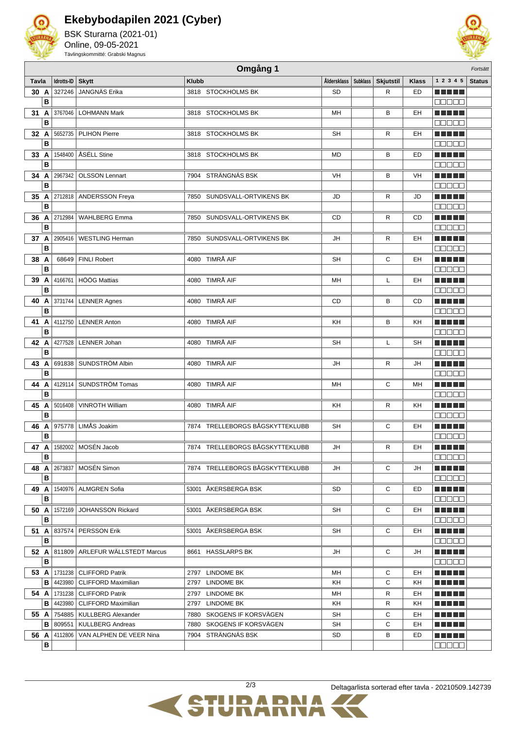# Ekebybodapilen 2021 (Cyber)

BSK Sturarna (2021-01)
Online, 09-05-2021
Tävlingskommitté: Grabski Magnus

## Omgång 1

*Fortsätt*

| Tavla | | Idrotts-ID | Skytt | Klubb | Åldersklass | Subklass | Skjutstil | Klass | 1 2 3 4 5 | Status |
|---|---|---|---|---|---|---|---|---|---|---|
| 30 | A | 327246 | JANGNÄS Erika | 3818 STOCKHOLMS BK | SD | | R | ED | ■■■■■ | |
| | B | | | | | | | | □□□□□ | |
| 31 | A | 3767046 | LOHMANN Mark | 3818 STOCKHOLMS BK | MH | | B | EH | ■■■■■ | |
| | B | | | | | | | | □□□□□ | |
| 32 | A | 5652735 | PLIHON Pierre | 3818 STOCKHOLMS BK | SH | | R | EH | ■■■■■ | |
| | B | | | | | | | | □□□□□ | |
| 33 | A | 1548400 | ÅSÉLL Stine | 3818 STOCKHOLMS BK | MD | | B | ED | ■■■■■ | |
| | B | | | | | | | | □□□□□ | |
| 34 | A | 2967342 | OLSSON Lennart | 7904 STRÄNGNÄS BSK | VH | | B | VH | ■■■■■ | |
| | B | | | | | | | | □□□□□ | |
| 35 | A | 2712818 | ANDERSSON Freya | 7850 SUNDSVALL-ORTVIKENS BK | JD | | R | JD | ■■■■■ | |
| | B | | | | | | | | □□□□□ | |
| 36 | A | 2712984 | WAHLBERG Emma | 7850 SUNDSVALL-ORTVIKENS BK | CD | | R | CD | ■■■■■ | |
| | B | | | | | | | | □□□□□ | |
| 37 | A | 2905416 | WESTLING Herman | 7850 SUNDSVALL-ORTVIKENS BK | JH | | R | EH | ■■■■■ | |
| | B | | | | | | | | □□□□□ | |
| 38 | A | 68649 | FINLI Robert | 4080 TIMRÅ AIF | SH | | C | EH | ■■■■■ | |
| | B | | | | | | | | □□□□□ | |
| 39 | A | 4166761 | HÖÖG Mattias | 4080 TIMRÅ AIF | MH | | L | EH | ■■■■■ | |
| | B | | | | | | | | □□□□□ | |
| 40 | A | 3731744 | LENNER Agnes | 4080 TIMRÅ AIF | CD | | B | CD | ■■■■■ | |
| | B | | | | | | | | □□□□□ | |
| 41 | A | 4112750 | LENNER Anton | 4080 TIMRÅ AIF | KH | | B | KH | ■■■■■ | |
| | B | | | | | | | | □□□□□ | |
| 42 | A | 4277528 | LENNER Johan | 4080 TIMRÅ AIF | SH | | L | SH | ■■■■■ | |
| | B | | | | | | | | □□□□□ | |
| 43 | A | 691838 | SUNDSTRÖM Albin | 4080 TIMRÅ AIF | JH | | R | JH | ■■■■■ | |
| | B | | | | | | | | □□□□□ | |
| 44 | A | 4129114 | SUNDSTRÖM Tomas | 4080 TIMRÅ AIF | MH | | C | MH | ■■■■■ | |
| | B | | | | | | | | □□□□□ | |
| 45 | A | 5016408 | VINROTH William | 4080 TIMRÅ AIF | KH | | R | KH | ■■■■■ | |
| | B | | | | | | | | □□□□□ | |
| 46 | A | 975778 | LIMÅS Joakim | 7874 TRELLEBORGS BÅGSKYTTEKLUBB | SH | | C | EH | ■■■■■ | |
| | B | | | | | | | | □□□□□ | |
| 47 | A | 1582002 | MOSÉN Jacob | 7874 TRELLEBORGS BÅGSKYTTEKLUBB | JH | | R | EH | ■■■■■ | |
| | B | | | | | | | | □□□□□ | |
| 48 | A | 2673837 | MOSÉN Simon | 7874 TRELLEBORGS BÅGSKYTTEKLUBB | JH | | C | JH | ■■■■■ | |
| | B | | | | | | | | □□□□□ | |
| 49 | A | 1540976 | ALMGREN Sofia | 53001 ÅKERSBERGA BSK | SD | | C | ED | ■■■■■ | |
| | B | | | | | | | | □□□□□ | |
| 50 | A | 1572169 | JOHANSSON Rickard | 53001 ÅKERSBERGA BSK | SH | | C | EH | ■■■■■ | |
| | B | | | | | | | | □□□□□ | |
| 51 | A | 837574 | PERSSON Erik | 53001 ÅKERSBERGA BSK | SH | | C | EH | ■■■■■ | |
| | B | | | | | | | | □□□□□ | |
| 52 | A | 811809 | ARLEFUR WÄLLSTEDT Marcus | 8661 HASSLARPS BK | JH | | C | JH | ■■■■■ | |
| | B | | | | | | | | □□□□□ | |
| 53 | A | 1731238 | CLIFFORD Patrik | 2797 LINDOME BK | MH | | C | EH | ■■■■■ | |
| | B | 4423980 | CLIFFORD Maximilian | 2797 LINDOME BK | KH | | C | KH | ■■■■■ | |
| 54 | A | 1731238 | CLIFFORD Patrik | 2797 LINDOME BK | MH | | R | EH | ■■■■■ | |
| | B | 4423980 | CLIFFORD Maximilian | 2797 LINDOME BK | KH | | R | KH | ■■■■■ | |
| 55 | A | 754885 | KULLBERG Alexander | 7880 SKOGENS IF KORSVÄGEN | SH | | C | EH | ■■■■■ | |
| | B | 809551 | KULLBERG Andreas | 7880 SKOGENS IF KORSVÄGEN | SH | | C | EH | ■■■■■ | |
| 56 | A | 4112806 | VAN ALPHEN DE VEER Nina | 7904 STRÄNGNÄS BSK | SD | | B | ED | ■■■■■ | |
| | B | | | | | | | | □□□□□ | |

Deltagarlista sorterad efter tavla - 20210509.142739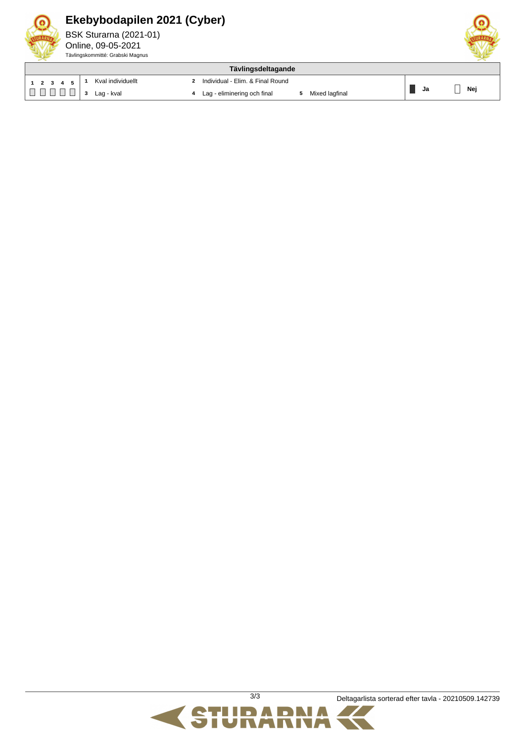# Ekebybodapilen 2021 (Cyber)

BSK Sturarna (2021-01)
Online, 09-05-2021
Tävlingskommitté: Grabski Magnus

| Tävlingsdeltagande | | | | | |
|---|---|---|---|---|---|
| 1 2 3 4 5 | 1 Kval individuellt | 2 Individual - Elim. & Final Round | | Ja | Nej |
| | 3 Lag - kval | 4 Lag - eliminering och final | 5 Mixed lagfinal | | |

Deltagarlista sorterad efter tavla - 20210509.142739